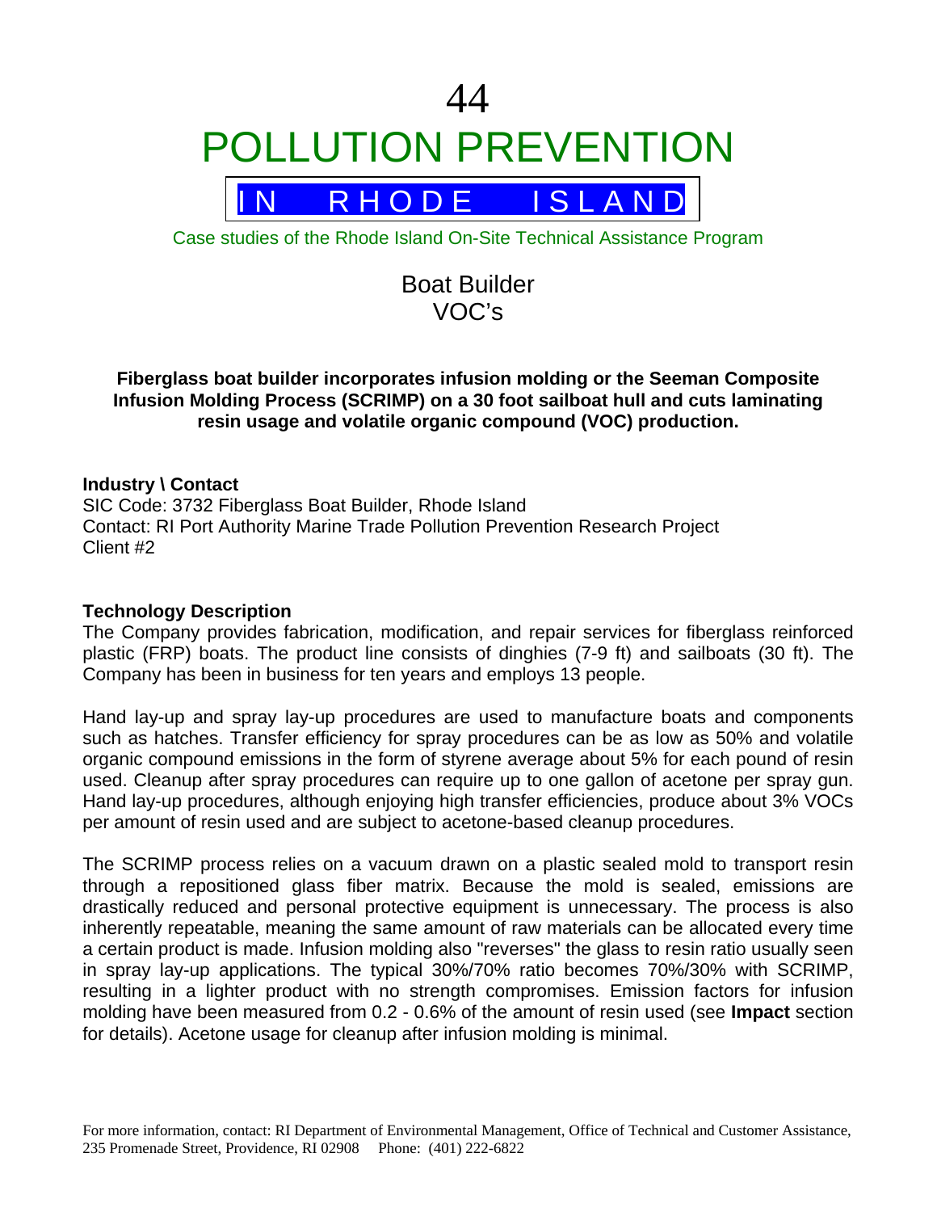# 44
# POLLUTION PREVENTION

## IN RHODE ISLAND

Case studies of the Rhode Island On-Site Technical Assistance Program

## Boat Builder
## VOC's

**Fiberglass boat builder incorporates infusion molding or the Seeman Composite Infusion Molding Process (SCRIMP) on a 30 foot sailboat hull and cuts laminating resin usage and volatile organic compound (VOC) production.**

**Industry \ Contact**
SIC Code: 3732 Fiberglass Boat Builder, Rhode Island
Contact: RI Port Authority Marine Trade Pollution Prevention Research Project
Client #2

**Technology Description**
The Company provides fabrication, modification, and repair services for fiberglass reinforced plastic (FRP) boats. The product line consists of dinghies (7-9 ft) and sailboats (30 ft). The Company has been in business for ten years and employs 13 people.

Hand lay-up and spray lay-up procedures are used to manufacture boats and components such as hatches. Transfer efficiency for spray procedures can be as low as 50% and volatile organic compound emissions in the form of styrene average about 5% for each pound of resin used. Cleanup after spray procedures can require up to one gallon of acetone per spray gun. Hand lay-up procedures, although enjoying high transfer efficiencies, produce about 3% VOCs per amount of resin used and are subject to acetone-based cleanup procedures.

The SCRIMP process relies on a vacuum drawn on a plastic sealed mold to transport resin through a repositioned glass fiber matrix. Because the mold is sealed, emissions are drastically reduced and personal protective equipment is unnecessary. The process is also inherently repeatable, meaning the same amount of raw materials can be allocated every time a certain product is made. Infusion molding also "reverses" the glass to resin ratio usually seen in spray lay-up applications. The typical 30%/70% ratio becomes 70%/30% with SCRIMP, resulting in a lighter product with no strength compromises. Emission factors for infusion molding have been measured from 0.2 - 0.6% of the amount of resin used (see **Impact** section for details). Acetone usage for cleanup after infusion molding is minimal.

For more information, contact: RI Department of Environmental Management, Office of Technical and Customer Assistance, 235 Promenade Street, Providence, RI 02908 Phone: (401) 222-6822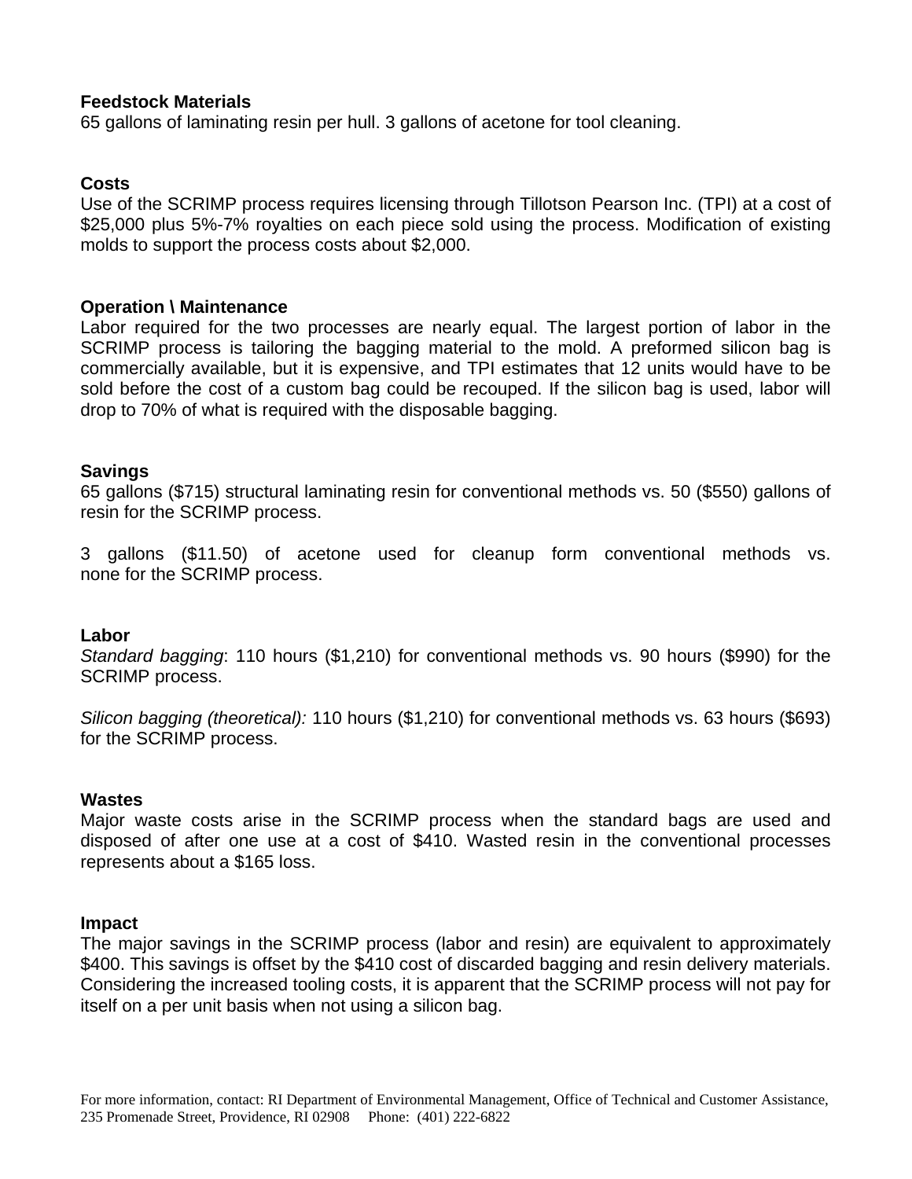**Feedstock Materials**
65 gallons of laminating resin per hull. 3 gallons of acetone for tool cleaning.

**Costs**
Use of the SCRIMP process requires licensing through Tillotson Pearson Inc. (TPI) at a cost of $25,000 plus 5%-7% royalties on each piece sold using the process. Modification of existing molds to support the process costs about $2,000.

**Operation \ Maintenance**
Labor required for the two processes are nearly equal. The largest portion of labor in the SCRIMP process is tailoring the bagging material to the mold. A preformed silicon bag is commercially available, but it is expensive, and TPI estimates that 12 units would have to be sold before the cost of a custom bag could be recouped. If the silicon bag is used, labor will drop to 70% of what is required with the disposable bagging.

**Savings**
65 gallons ($715) structural laminating resin for conventional methods vs. 50 ($550) gallons of resin for the SCRIMP process.

3 gallons ($11.50) of acetone used for cleanup form conventional methods vs. none for the SCRIMP process.

**Labor**
*Standard bagging*: 110 hours ($1,210) for conventional methods vs. 90 hours ($990) for the SCRIMP process.

*Silicon bagging (theoretical):* 110 hours ($1,210) for conventional methods vs. 63 hours ($693) for the SCRIMP process.

**Wastes**
Major waste costs arise in the SCRIMP process when the standard bags are used and disposed of after one use at a cost of $410. Wasted resin in the conventional processes represents about a $165 loss.

**Impact**
The major savings in the SCRIMP process (labor and resin) are equivalent to approximately $400. This savings is offset by the $410 cost of discarded bagging and resin delivery materials. Considering the increased tooling costs, it is apparent that the SCRIMP process will not pay for itself on a per unit basis when not using a silicon bag.

For more information, contact: RI Department of Environmental Management, Office of Technical and Customer Assistance, 235 Promenade Street, Providence, RI 02908 Phone: (401) 222-6822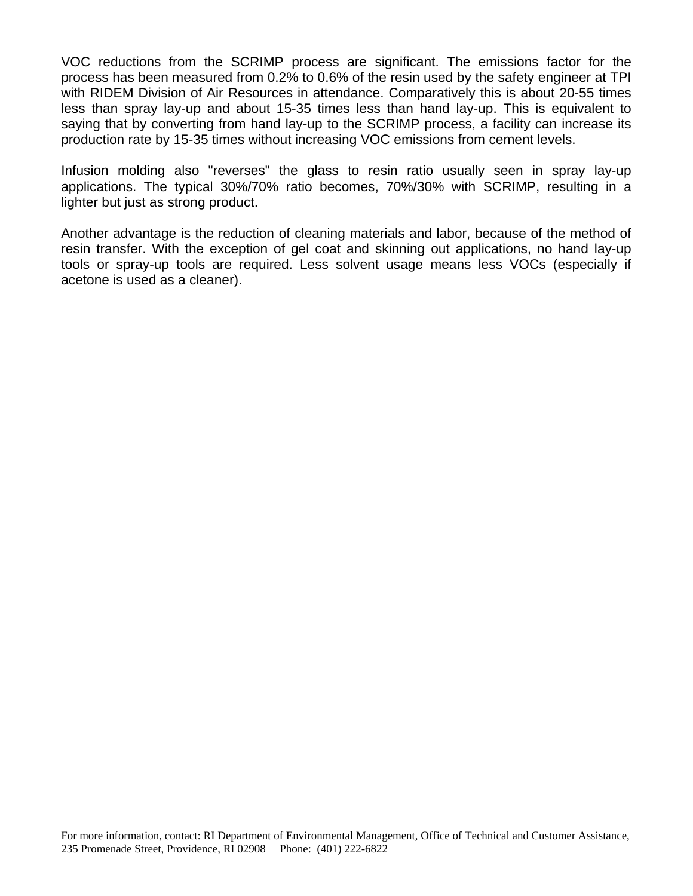VOC reductions from the SCRIMP process are significant. The emissions factor for the process has been measured from 0.2% to 0.6% of the resin used by the safety engineer at TPI with RIDEM Division of Air Resources in attendance. Comparatively this is about 20-55 times less than spray lay-up and about 15-35 times less than hand lay-up. This is equivalent to saying that by converting from hand lay-up to the SCRIMP process, a facility can increase its production rate by 15-35 times without increasing VOC emissions from cement levels.

Infusion molding also "reverses" the glass to resin ratio usually seen in spray lay-up applications. The typical 30%/70% ratio becomes, 70%/30% with SCRIMP, resulting in a lighter but just as strong product.

Another advantage is the reduction of cleaning materials and labor, because of the method of resin transfer. With the exception of gel coat and skinning out applications, no hand lay-up tools or spray-up tools are required. Less solvent usage means less VOCs (especially if acetone is used as a cleaner).

For more information, contact: RI Department of Environmental Management, Office of Technical and Customer Assistance, 235 Promenade Street, Providence, RI 02908 Phone: (401) 222-6822